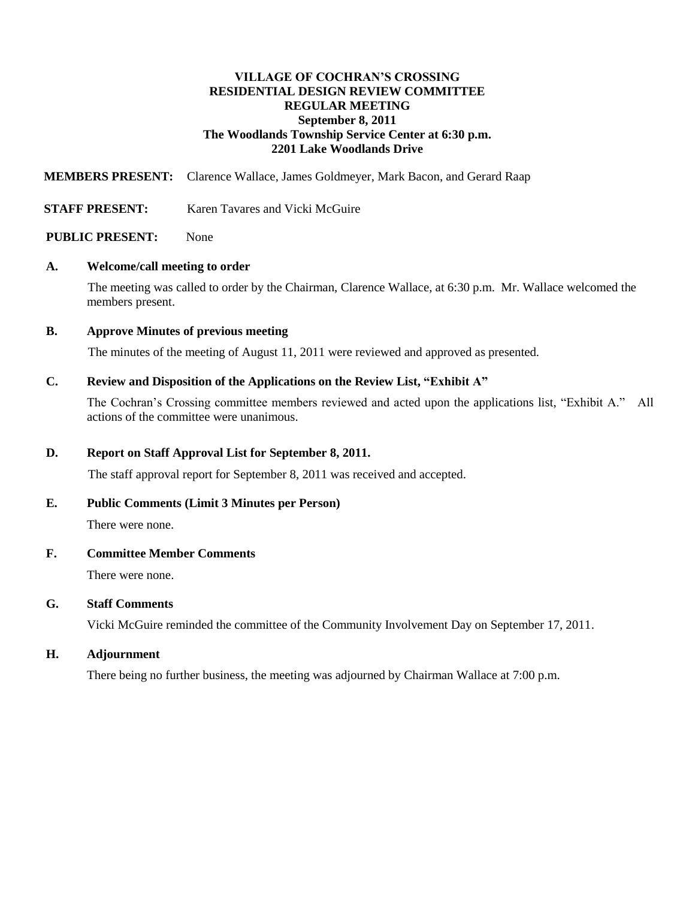**VILLAGE OF COCHRAN'S CROSSING**
**RESIDENTIAL DESIGN REVIEW COMMITTEE**
**REGULAR MEETING**
**September 8, 2011**
**The Woodlands Township Service Center at 6:30 p.m.**
**2201 Lake Woodlands Drive**

**MEMBERS PRESENT:** Clarence Wallace, James Goldmeyer, Mark Bacon, and Gerard Raap

**STAFF PRESENT:** Karen Tavares and Vicki McGuire

**PUBLIC PRESENT:** None

**A. Welcome/call meeting to order**

The meeting was called to order by the Chairman, Clarence Wallace, at 6:30 p.m. Mr. Wallace welcomed the members present.

**B. Approve Minutes of previous meeting**

The minutes of the meeting of August 11, 2011 were reviewed and approved as presented.

**C. Review and Disposition of the Applications on the Review List, "Exhibit A"**

The Cochran's Crossing committee members reviewed and acted upon the applications list, "Exhibit A." All actions of the committee were unanimous.

**D. Report on Staff Approval List for September 8, 2011.**

The staff approval report for September 8, 2011 was received and accepted.

**E. Public Comments (Limit 3 Minutes per Person)**

There were none.

**F. Committee Member Comments**

There were none.

**G. Staff Comments**

Vicki McGuire reminded the committee of the Community Involvement Day on September 17, 2011.

**H. Adjournment**

There being no further business, the meeting was adjourned by Chairman Wallace at 7:00 p.m.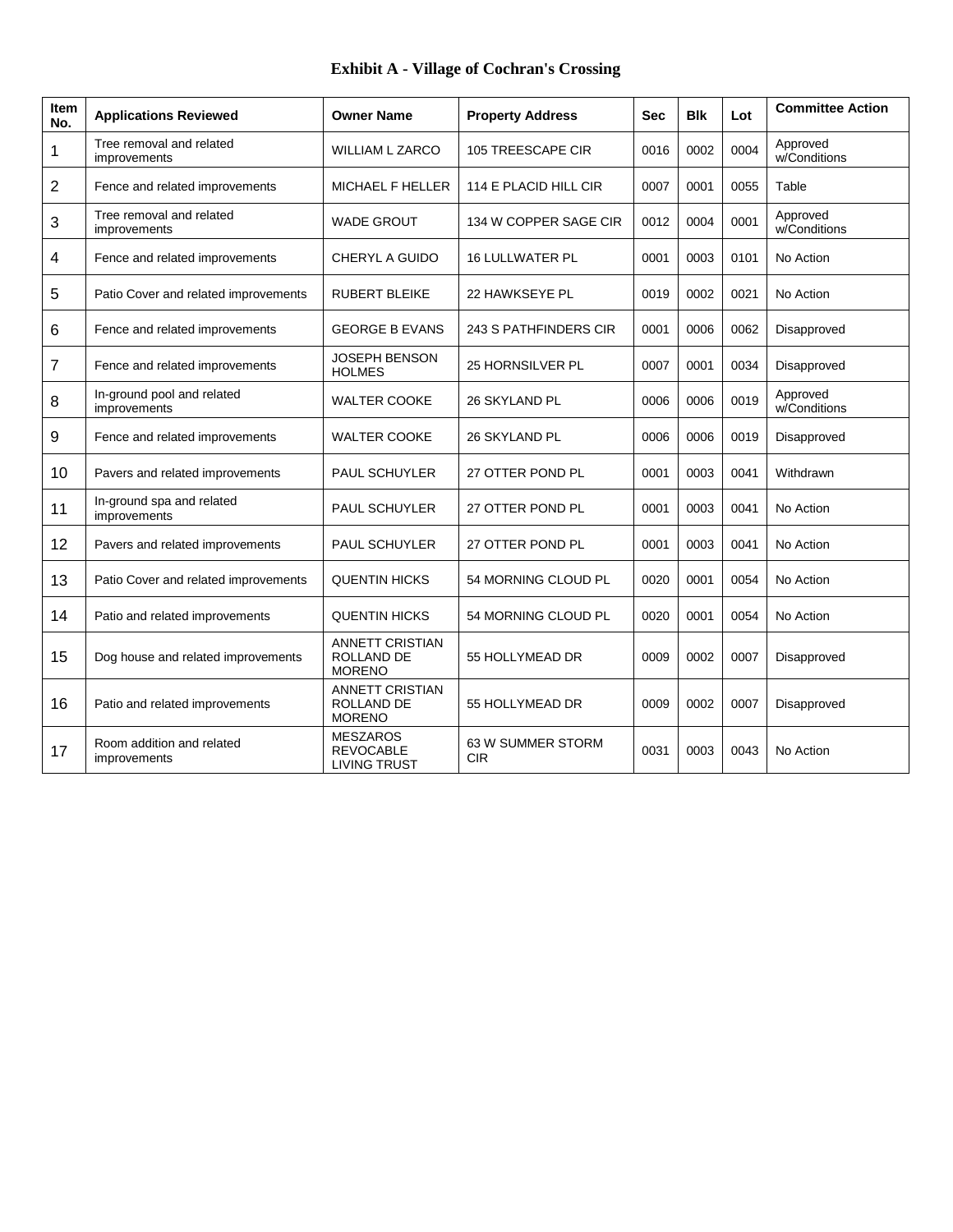# Exhibit A - Village of Cochran's Crossing

| Item No. | Applications Reviewed | Owner Name | Property Address | Sec | Blk | Lot | Committee Action |
|---|---|---|---|---|---|---|---|
| 1 | Tree removal and related improvements | WILLIAM L ZARCO | 105 TREESCAPE CIR | 0016 | 0002 | 0004 | Approved w/Conditions |
| 2 | Fence and related improvements | MICHAEL F HELLER | 114 E PLACID HILL CIR | 0007 | 0001 | 0055 | Table |
| 3 | Tree removal and related improvements | WADE GROUT | 134 W COPPER SAGE CIR | 0012 | 0004 | 0001 | Approved w/Conditions |
| 4 | Fence and related improvements | CHERYL A GUIDO | 16 LULLWATER PL | 0001 | 0003 | 0101 | No Action |
| 5 | Patio Cover and related improvements | RUBERT BLEIKE | 22 HAWKSEYE PL | 0019 | 0002 | 0021 | No Action |
| 6 | Fence and related improvements | GEORGE B EVANS | 243 S PATHFINDERS CIR | 0001 | 0006 | 0062 | Disapproved |
| 7 | Fence and related improvements | JOSEPH BENSON HOLMES | 25 HORNSILVER PL | 0007 | 0001 | 0034 | Disapproved |
| 8 | In-ground pool and related improvements | WALTER COOKE | 26 SKYLAND PL | 0006 | 0006 | 0019 | Approved w/Conditions |
| 9 | Fence and related improvements | WALTER COOKE | 26 SKYLAND PL | 0006 | 0006 | 0019 | Disapproved |
| 10 | Pavers and related improvements | PAUL SCHUYLER | 27 OTTER POND PL | 0001 | 0003 | 0041 | Withdrawn |
| 11 | In-ground spa and related improvements | PAUL SCHUYLER | 27 OTTER POND PL | 0001 | 0003 | 0041 | No Action |
| 12 | Pavers and related improvements | PAUL SCHUYLER | 27 OTTER POND PL | 0001 | 0003 | 0041 | No Action |
| 13 | Patio Cover and related improvements | QUENTIN HICKS | 54 MORNING CLOUD PL | 0020 | 0001 | 0054 | No Action |
| 14 | Patio and related improvements | QUENTIN HICKS | 54 MORNING CLOUD PL | 0020 | 0001 | 0054 | No Action |
| 15 | Dog house and related improvements | ANNETT CRISTIAN ROLLAND DE MORENO | 55 HOLLYMEAD DR | 0009 | 0002 | 0007 | Disapproved |
| 16 | Patio and related improvements | ANNETT CRISTIAN ROLLAND DE MORENO | 55 HOLLYMEAD DR | 0009 | 0002 | 0007 | Disapproved |
| 17 | Room addition and related improvements | MESZAROS REVOCABLE LIVING TRUST | 63 W SUMMER STORM CIR | 0031 | 0003 | 0043 | No Action |